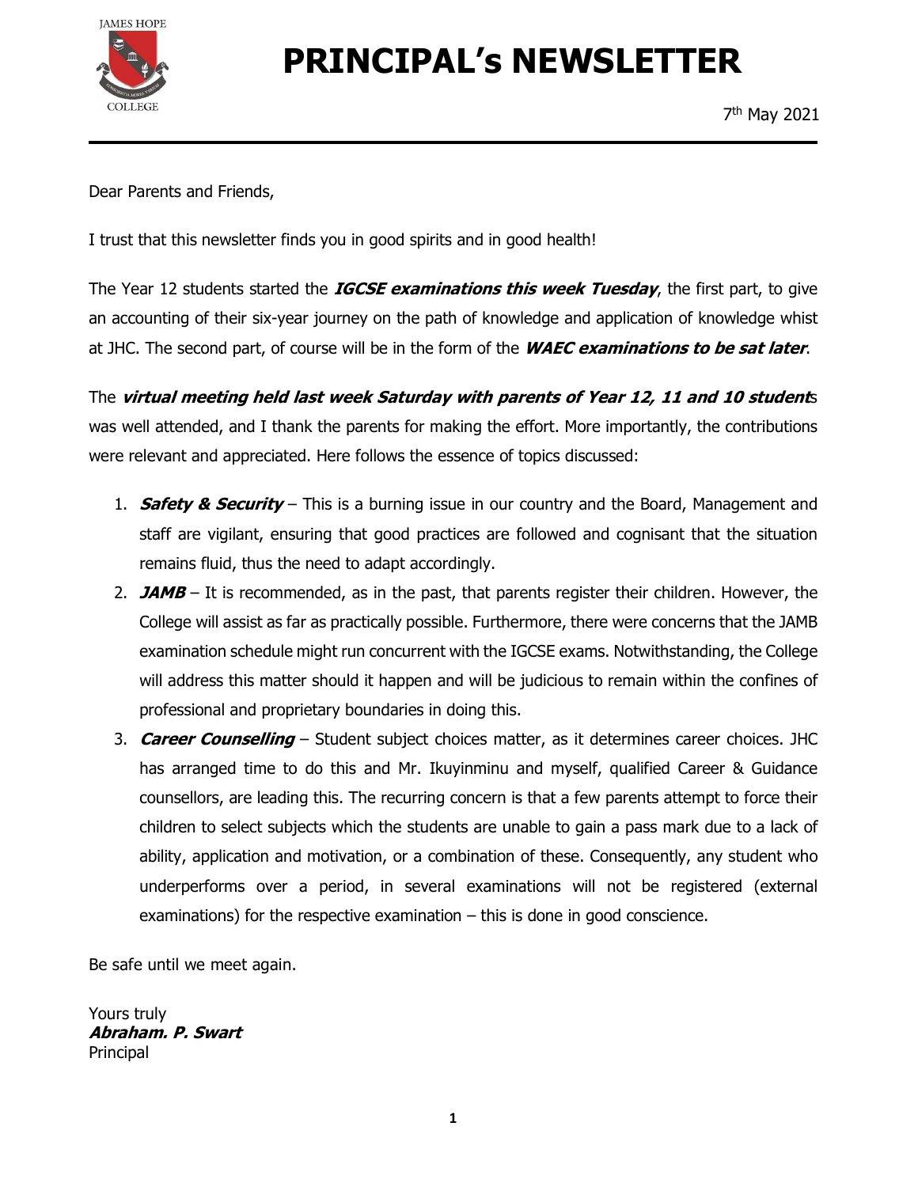# PRINCIPAL's NEWSLETTER

7th May 2021

---

Dear Parents and Friends,

I trust that this newsletter finds you in good spirits and in good health!

The Year 12 students started the ***IGCSE examinations this week Tuesday***, the first part, to give an accounting of their six-year journey on the path of knowledge and application of knowledge whist at JHC. The second part, of course will be in the form of the ***WAEC examinations to be sat later***.

The ***virtual meeting held last week Saturday with parents of Year 12, 11 and 10 students*** was well attended, and I thank the parents for making the effort. More importantly, the contributions were relevant and appreciated. Here follows the essence of topics discussed:

1. ***Safety & Security*** – This is a burning issue in our country and the Board, Management and staff are vigilant, ensuring that good practices are followed and cognisant that the situation remains fluid, thus the need to adapt accordingly.
2. ***JAMB*** – It is recommended, as in the past, that parents register their children. However, the College will assist as far as practically possible. Furthermore, there were concerns that the JAMB examination schedule might run concurrent with the IGCSE exams. Notwithstanding, the College will address this matter should it happen and will be judicious to remain within the confines of professional and proprietary boundaries in doing this.
3. ***Career Counselling*** – Student subject choices matter, as it determines career choices. JHC has arranged time to do this and Mr. Ikuyinminu and myself, qualified Career & Guidance counsellors, are leading this. The recurring concern is that a few parents attempt to force their children to select subjects which the students are unable to gain a pass mark due to a lack of ability, application and motivation, or a combination of these. Consequently, any student who underperforms over a period, in several examinations will not be registered (external examinations) for the respective examination – this is done in good conscience.

Be safe until we meet again.

Yours truly
***Abraham. P. Swart***
Principal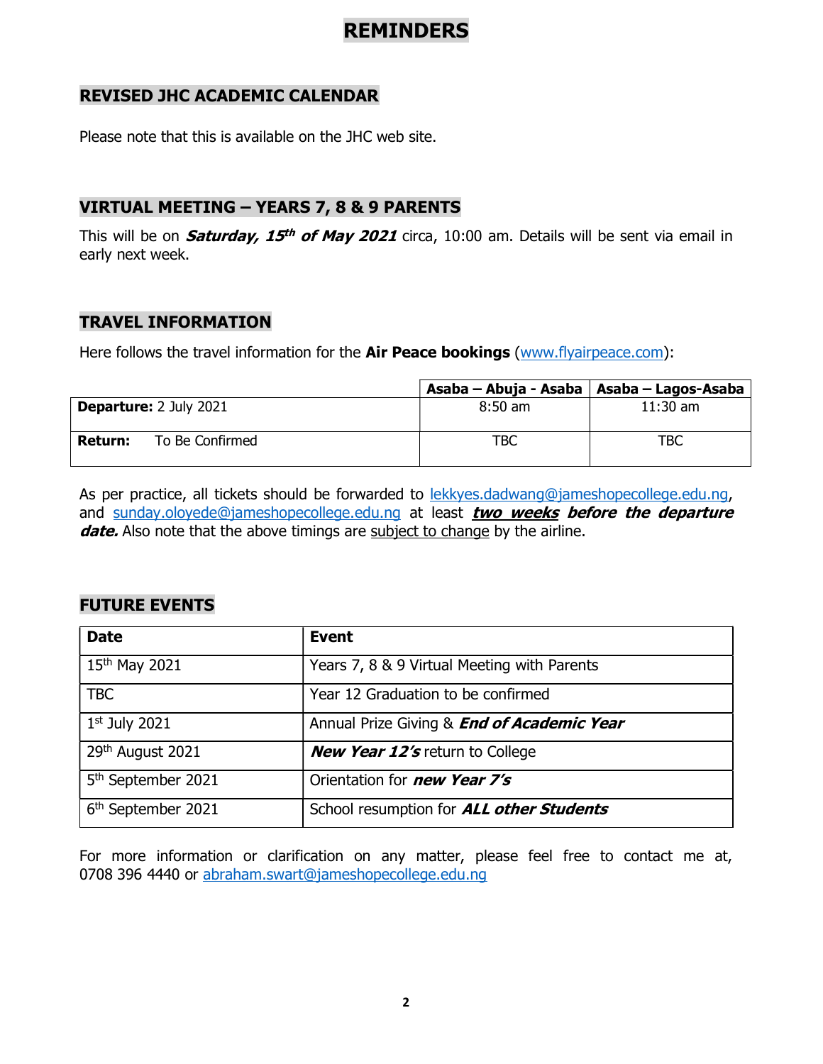# REMINDERS

## REVISED JHC ACADEMIC CALENDAR

Please note that this is available on the JHC web site.

## VIRTUAL MEETING – YEARS 7, 8 & 9 PARENTS

This will be on ***Saturday, 15th of May 2021*** circa, 10:00 am. Details will be sent via email in early next week.

## TRAVEL INFORMATION

Here follows the travel information for the **Air Peace bookings** (www.flyairpeace.com):

| | Asaba – Abuja - Asaba | Asaba – Lagos-Asaba |
|---|---|---|
| **Departure:** 2 July 2021 | 8:50 am | 11:30 am |
| **Return:** To Be Confirmed | TBC | TBC |

As per practice, all tickets should be forwarded to lekkyes.dadwang@jameshopecollege.edu.ng, and sunday.oloyede@jameshopecollege.edu.ng at least ***two weeks before the departure date.*** Also note that the above timings are subject to change by the airline.

## FUTURE EVENTS

| Date | Event |
|---|---|
| 15th May 2021 | Years 7, 8 & 9 Virtual Meeting with Parents |
| TBC | Year 12 Graduation to be confirmed |
| 1st July 2021 | Annual Prize Giving & ***End of Academic Year*** |
| 29th August 2021 | ***New Year 12's*** return to College |
| 5th September 2021 | Orientation for ***new Year 7's*** |
| 6th September 2021 | School resumption for ***ALL other Students*** |

For more information or clarification on any matter, please feel free to contact me at, 0708 396 4440 or abraham.swart@jameshopecollege.edu.ng